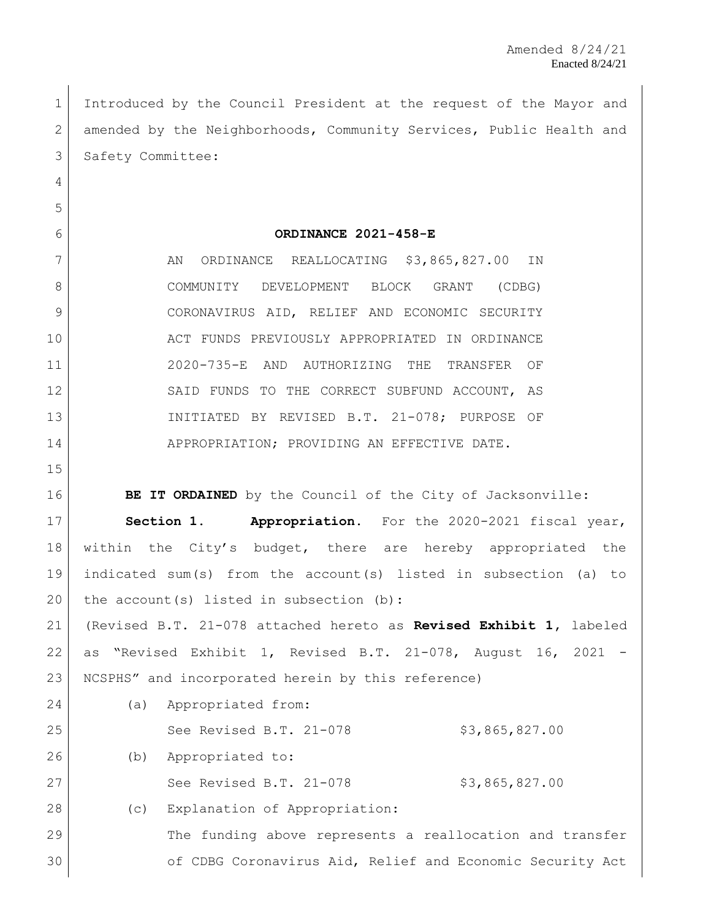Amended 8/24/21
Enacted 8/24/21

Introduced by the Council President at the request of the Mayor and amended by the Neighborhoods, Community Services, Public Health and Safety Committee:

# ORDINANCE 2021-458-E

AN ORDINANCE REALLOCATING $3,865,827.00 IN COMMUNITY DEVELOPMENT BLOCK GRANT (CDBG) CORONAVIRUS AID, RELIEF AND ECONOMIC SECURITY ACT FUNDS PREVIOUSLY APPROPRIATED IN ORDINANCE 2020-735-E AND AUTHORIZING THE TRANSFER OF SAID FUNDS TO THE CORRECT SUBFUND ACCOUNT, AS INITIATED BY REVISED B.T. 21-078; PURPOSE OF APPROPRIATION; PROVIDING AN EFFECTIVE DATE.

**BE IT ORDAINED** by the Council of the City of Jacksonville:

**Section 1. Appropriation.** For the 2020-2021 fiscal year, within the City's budget, there are hereby appropriated the indicated sum(s) from the account(s) listed in subsection (a) to the account(s) listed in subsection (b):

(Revised B.T. 21-078 attached hereto as **Revised Exhibit 1**, labeled as "Revised Exhibit 1, Revised B.T. 21-078, August 16, 2021 - NCSPHS" and incorporated herein by this reference)

(a) Appropriated from:

See Revised B.T. 21-078 $3,865,827.00

(b) Appropriated to:

See Revised B.T. 21-078 $3,865,827.00

(c) Explanation of Appropriation:

The funding above represents a reallocation and transfer of CDBG Coronavirus Aid, Relief and Economic Security Act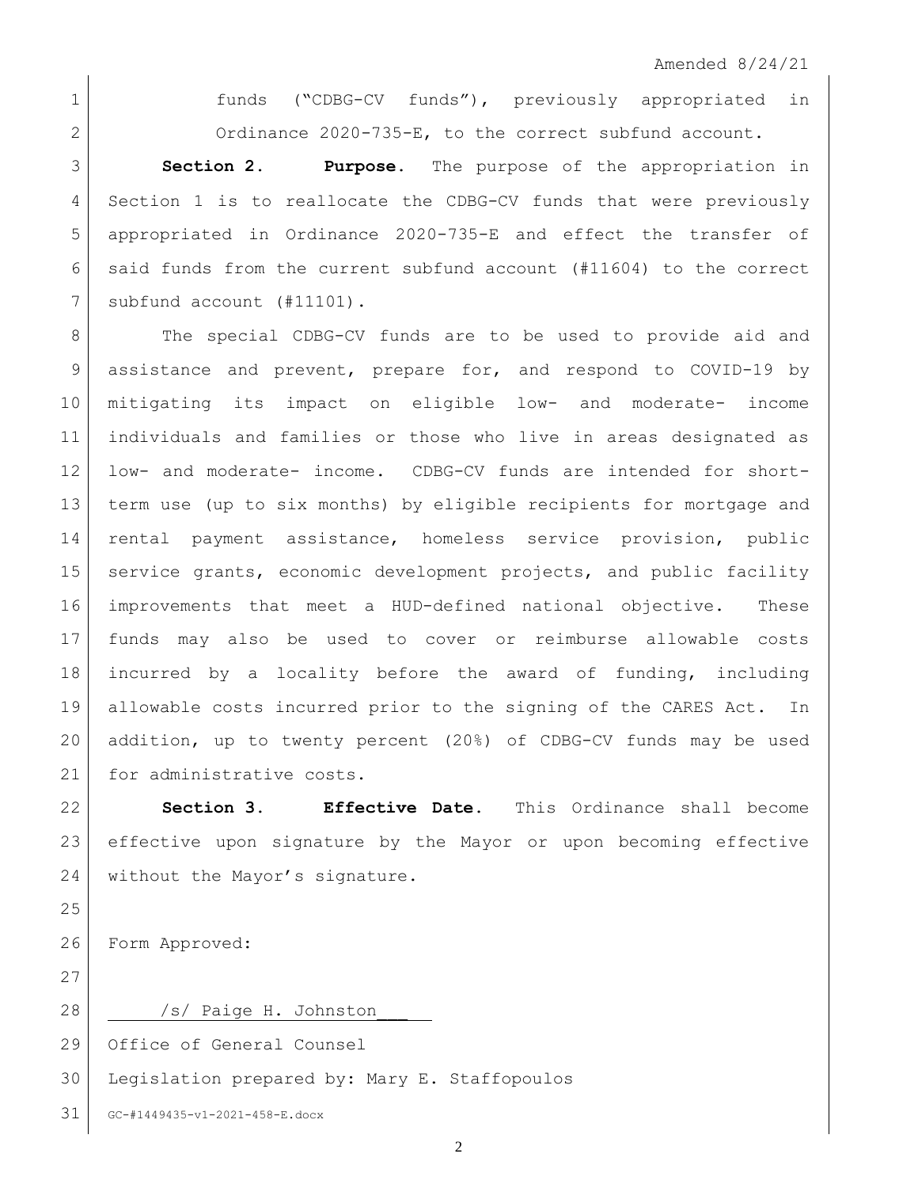Amended 8/24/21

funds ("CDBG-CV funds"), previously appropriated in Ordinance 2020-735-E, to the correct subfund account.

**Section 2. Purpose.** The purpose of the appropriation in Section 1 is to reallocate the CDBG-CV funds that were previously appropriated in Ordinance 2020-735-E and effect the transfer of said funds from the current subfund account (#11604) to the correct subfund account (#11101).

The special CDBG-CV funds are to be used to provide aid and assistance and prevent, prepare for, and respond to COVID-19 by mitigating its impact on eligible low- and moderate- income individuals and families or those who live in areas designated as low- and moderate- income. CDBG-CV funds are intended for short-term use (up to six months) by eligible recipients for mortgage and rental payment assistance, homeless service provision, public service grants, economic development projects, and public facility improvements that meet a HUD-defined national objective. These funds may also be used to cover or reimburse allowable costs incurred by a locality before the award of funding, including allowable costs incurred prior to the signing of the CARES Act. In addition, up to twenty percent (20%) of CDBG-CV funds may be used for administrative costs.

**Section 3. Effective Date.** This Ordinance shall become effective upon signature by the Mayor or upon becoming effective without the Mayor's signature.

Form Approved:

/s/ Paige H. Johnston

Office of General Counsel

Legislation prepared by: Mary E. Staffopoulos

GC-#1449435-v1-2021-458-E.docx